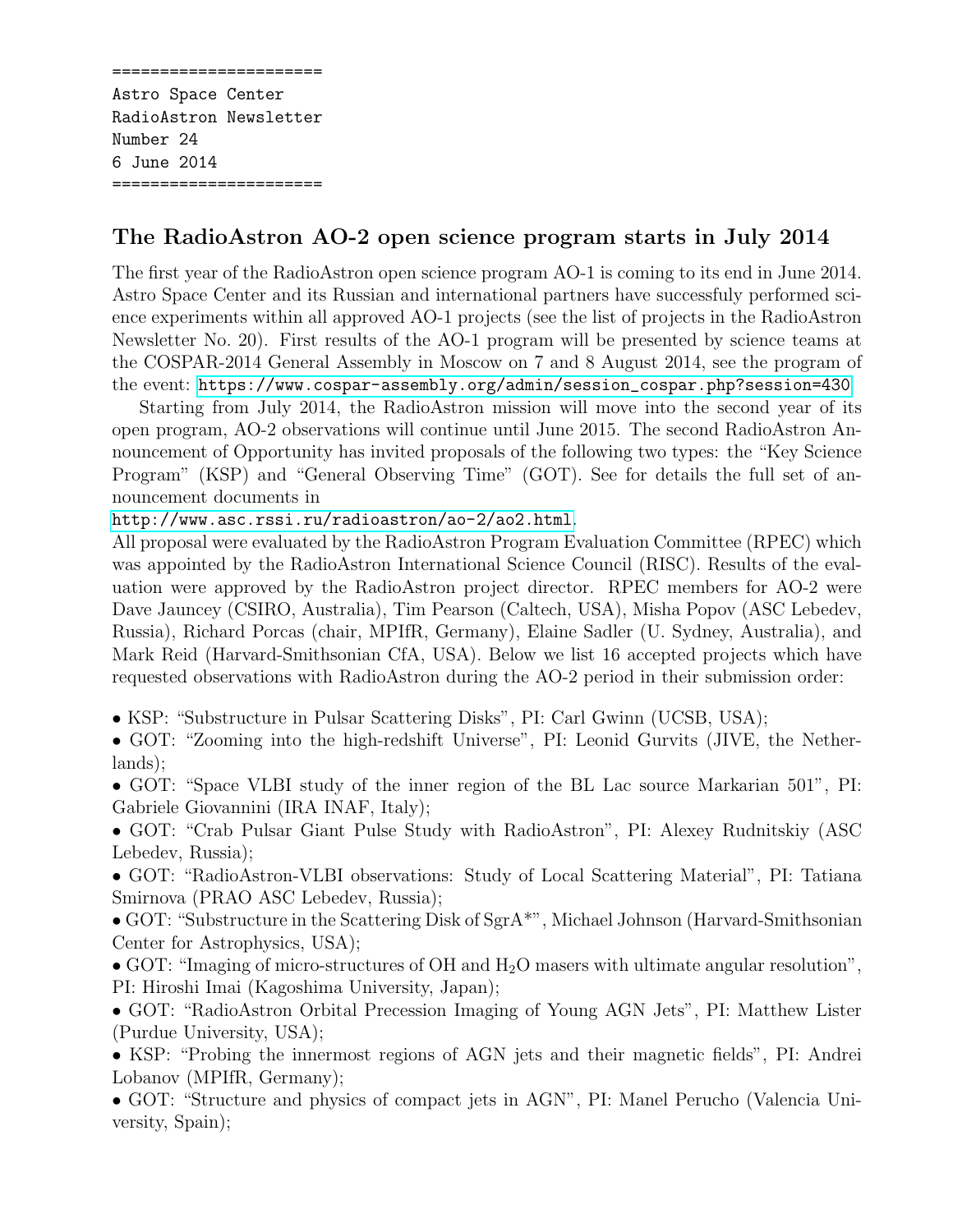```
======================
Astro Space Center
RadioAstron Newsletter
Number 24
6 June 2014
======================
```

## The RadioAstron AO-2 open science program starts in July 2014

The first year of the RadioAstron open science program AO-1 is coming to its end in June 2014. Astro Space Center and its Russian and international partners have successfuly performed science experiments within all approved AO-1 projects (see the list of projects in the RadioAstron Newsletter No. 20). First results of the AO-1 program will be presented by science teams at the COSPAR-2014 General Assembly in Moscow on 7 and 8 August 2014, see the program of the event: https://www.cospar-assembly.org/admin/session_cospar.php?session=430

Starting from July 2014, the RadioAstron mission will move into the second year of its open program, AO-2 observations will continue until June 2015. The second RadioAstron Announcement of Opportunity has invited proposals of the following two types: the "Key Science Program" (KSP) and "General Observing Time" (GOT). See for details the full set of announcement documents in
http://www.asc.rssi.ru/radioastron/ao-2/ao2.html.
All proposal were evaluated by the RadioAstron Program Evaluation Committee (RPEC) which was appointed by the RadioAstron International Science Council (RISC). Results of the evaluation were approved by the RadioAstron project director. RPEC members for AO-2 were Dave Jauncey (CSIRO, Australia), Tim Pearson (Caltech, USA), Misha Popov (ASC Lebedev, Russia), Richard Porcas (chair, MPIfR, Germany), Elaine Sadler (U. Sydney, Australia), and Mark Reid (Harvard-Smithsonian CfA, USA). Below we list 16 accepted projects which have requested observations with RadioAstron during the AO-2 period in their submission order:

- KSP: "Substructure in Pulsar Scattering Disks", PI: Carl Gwinn (UCSB, USA);
- GOT: "Zooming into the high-redshift Universe", PI: Leonid Gurvits (JIVE, the Netherlands);
- GOT: "Space VLBI study of the inner region of the BL Lac source Markarian 501", PI: Gabriele Giovannini (IRA INAF, Italy);
- GOT: "Crab Pulsar Giant Pulse Study with RadioAstron", PI: Alexey Rudnitskiy (ASC Lebedev, Russia);
- GOT: "RadioAstron-VLBI observations: Study of Local Scattering Material", PI: Tatiana Smirnova (PRAO ASC Lebedev, Russia);
- GOT: "Substructure in the Scattering Disk of SgrA*", Michael Johnson (Harvard-Smithsonian Center for Astrophysics, USA);
- GOT: "Imaging of micro-structures of OH and $H_2O$ masers with ultimate angular resolution", PI: Hiroshi Imai (Kagoshima University, Japan);
- GOT: "RadioAstron Orbital Precession Imaging of Young AGN Jets", PI: Matthew Lister (Purdue University, USA);
- KSP: "Probing the innermost regions of AGN jets and their magnetic fields", PI: Andrei Lobanov (MPIfR, Germany);
- GOT: "Structure and physics of compact jets in AGN", PI: Manel Perucho (Valencia University, Spain);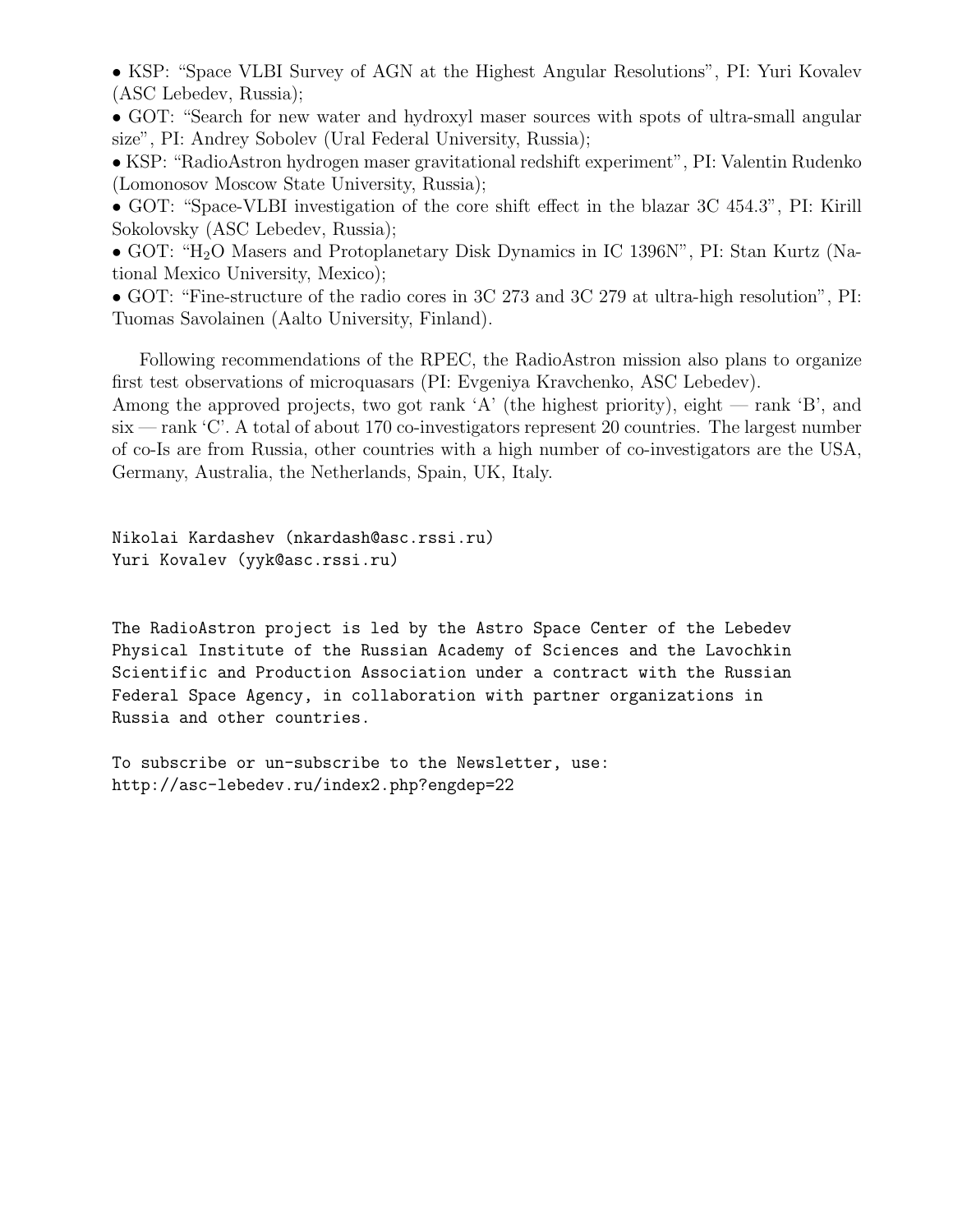- KSP: "Space VLBI Survey of AGN at the Highest Angular Resolutions", PI: Yuri Kovalev (ASC Lebedev, Russia);
- GOT: "Search for new water and hydroxyl maser sources with spots of ultra-small angular size", PI: Andrey Sobolev (Ural Federal University, Russia);
- KSP: "RadioAstron hydrogen maser gravitational redshift experiment", PI: Valentin Rudenko (Lomonosov Moscow State University, Russia);
- GOT: "Space-VLBI investigation of the core shift effect in the blazar 3C 454.3", PI: Kirill Sokolovsky (ASC Lebedev, Russia);
- GOT: "$H_2O$ Masers and Protoplanetary Disk Dynamics in IC 1396N", PI: Stan Kurtz (National Mexico University, Mexico);
- GOT: "Fine-structure of the radio cores in 3C 273 and 3C 279 at ultra-high resolution", PI: Tuomas Savolainen (Aalto University, Finland).

Following recommendations of the RPEC, the RadioAstron mission also plans to organize first test observations of microquasars (PI: Evgeniya Kravchenko, ASC Lebedev).
Among the approved projects, two got rank 'A' (the highest priority), eight — rank 'B', and six — rank 'C'. A total of about 170 co-investigators represent 20 countries. The largest number of co-Is are from Russia, other countries with a high number of co-investigators are the USA, Germany, Australia, the Netherlands, Spain, UK, Italy.

```
Nikolai Kardashev (nkardash@asc.rssi.ru)
Yuri Kovalev (yyk@asc.rssi.ru)
```

```
The RadioAstron project is led by the Astro Space Center of the Lebedev
Physical Institute of the Russian Academy of Sciences and the Lavochkin
Scientific and Production Association under a contract with the Russian
Federal Space Agency, in collaboration with partner organizations in
Russia and other countries.

To subscribe or un-subscribe to the Newsletter, use:
http://asc-lebedev.ru/index2.php?engdep=22
```